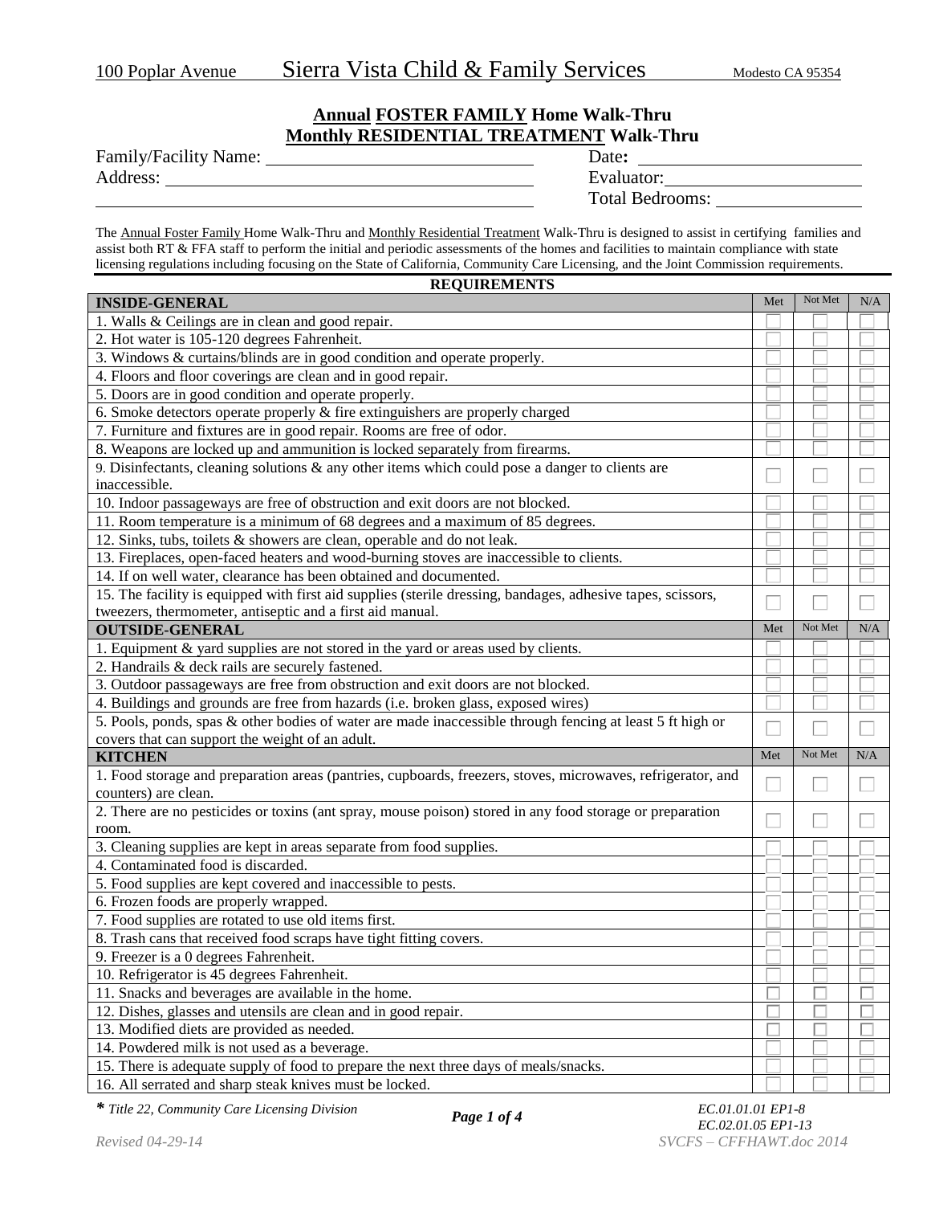100 Poplar Avenue **Sierra Vista Child & Family Services** Modesto CA 95354

## Annual FOSTER FAMILY Home Walk-Thru
## Monthly RESIDENTIAL TREATMENT Walk-Thru

Family/Facility Name: ______________________________ Date: ______________________

Address: ______________________________ Evaluator: ______________________

______________________________ Total Bedrooms: ______________________

The Annual Foster Family Home Walk-Thru and Monthly Residential Treatment Walk-Thru is designed to assist in certifying families and assist both RT & FFA staff to perform the initial and periodic assessments of the homes and facilities to maintain compliance with state licensing regulations including focusing on the State of California, Community Care Licensing, and the Joint Commission requirements.

**REQUIREMENTS**

| INSIDE-GENERAL | Met | Not Met | N/A |
|---|---|---|---|
| 1. Walls & Ceilings are in clean and good repair. | ☐ | ☐ | ☐ |
| 2. Hot water is 105-120 degrees Fahrenheit. | ☐ | ☐ | ☐ |
| 3. Windows & curtains/blinds are in good condition and operate properly. | ☐ | ☐ | ☐ |
| 4. Floors and floor coverings are clean and in good repair. | ☐ | ☐ | ☐ |
| 5. Doors are in good condition and operate properly. | ☐ | ☐ | ☐ |
| 6. Smoke detectors operate properly & fire extinguishers are properly charged | ☐ | ☐ | ☐ |
| 7. Furniture and fixtures are in good repair. Rooms are free of odor. | ☐ | ☐ | ☐ |
| 8. Weapons are locked up and ammunition is locked separately from firearms. | ☐ | ☐ | ☐ |
| 9. Disinfectants, cleaning solutions & any other items which could pose a danger to clients are inaccessible. | ☐ | ☐ | ☐ |
| 10. Indoor passageways are free of obstruction and exit doors are not blocked. | ☐ | ☐ | ☐ |
| 11. Room temperature is a minimum of 68 degrees and a maximum of 85 degrees. | ☐ | ☐ | ☐ |
| 12. Sinks, tubs, toilets & showers are clean, operable and do not leak. | ☐ | ☐ | ☐ |
| 13. Fireplaces, open-faced heaters and wood-burning stoves are inaccessible to clients. | ☐ | ☐ | ☐ |
| 14. If on well water, clearance has been obtained and documented. | ☐ | ☐ | ☐ |
| 15. The facility is equipped with first aid supplies (sterile dressing, bandages, adhesive tapes, scissors, tweezers, thermometer, antiseptic and a first aid manual. | ☐ | ☐ | ☐ |
| **OUTSIDE-GENERAL** | **Met** | **Not Met** | **N/A** |
| 1. Equipment & yard supplies are not stored in the yard or areas used by clients. | ☐ | ☐ | ☐ |
| 2. Handrails & deck rails are securely fastened. | ☐ | ☐ | ☐ |
| 3. Outdoor passageways are free from obstruction and exit doors are not blocked. | ☐ | ☐ | ☐ |
| 4. Buildings and grounds are free from hazards (i.e. broken glass, exposed wires) | ☐ | ☐ | ☐ |
| 5. Pools, ponds, spas & other bodies of water are made inaccessible through fencing at least 5 ft high or covers that can support the weight of an adult. | ☐ | ☐ | ☐ |
| **KITCHEN** | **Met** | **Not Met** | **N/A** |
| 1. Food storage and preparation areas (pantries, cupboards, freezers, stoves, microwaves, refrigerator, and counters) are clean. | ☐ | ☐ | ☐ |
| 2. There are no pesticides or toxins (ant spray, mouse poison) stored in any food storage or preparation room. | ☐ | ☐ | ☐ |
| 3. Cleaning supplies are kept in areas separate from food supplies. | ☐ | ☐ | ☐ |
| 4. Contaminated food is discarded. | ☐ | ☐ | ☐ |
| 5. Food supplies are kept covered and inaccessible to pests. | ☐ | ☐ | ☐ |
| 6. Frozen foods are properly wrapped. | ☐ | ☐ | ☐ |
| 7. Food supplies are rotated to use old items first. | ☐ | ☐ | ☐ |
| 8. Trash cans that received food scraps have tight fitting covers. | ☐ | ☐ | ☐ |
| 9. Freezer is a 0 degrees Fahrenheit. | ☐ | ☐ | ☐ |
| 10. Refrigerator is 45 degrees Fahrenheit. | ☐ | ☐ | ☐ |
| 11. Snacks and beverages are available in the home. | ☐ | ☐ | ☐ |
| 12. Dishes, glasses and utensils are clean and in good repair. | ☐ | ☐ | ☐ |
| 13. Modified diets are provided as needed. | ☐ | ☐ | ☐ |
| 14. Powdered milk is not used as a beverage. | ☐ | ☐ | ☐ |
| 15. There is adequate supply of food to prepare the next three days of meals/snacks. | ☐ | ☐ | ☐ |
| 16. All serrated and sharp steak knives must be locked. | ☐ | ☐ | ☐ |

*\* Title 22, Community Care Licensing Division*

*EC.01.01.01 EP1-8*
*EC.02.01.05 EP1-13*

*Revised 04-29-14*

*SVCFS – CFFHAWT.doc 2014*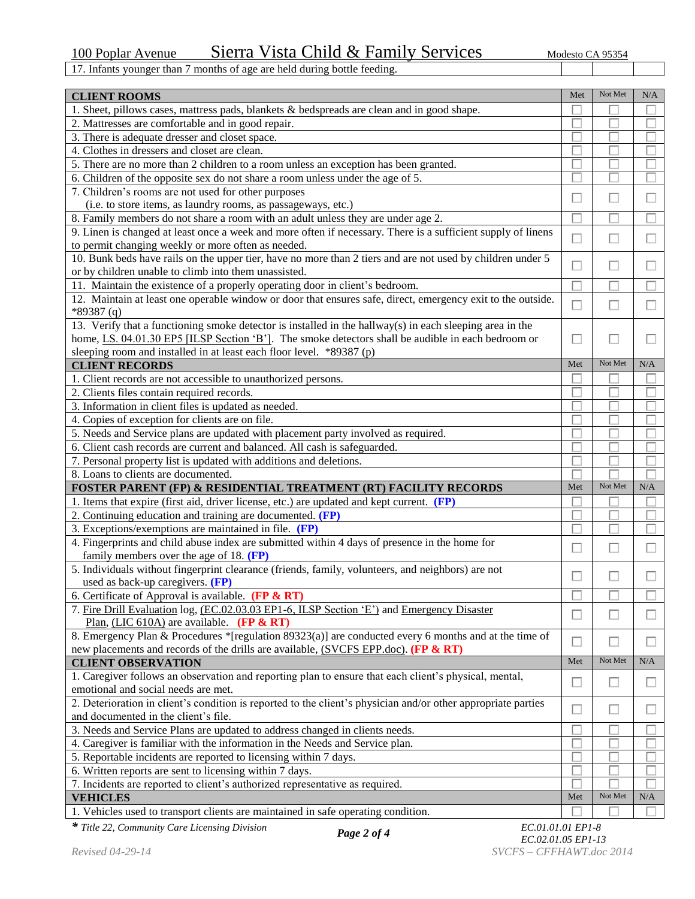| 17. Infants younger than 7 months of age are held during bottle feeding. | | | |
|---|---|---|---|

| **CLIENT ROOMS** | Met | Not Met | N/A |
|---|---|---|---|
| 1. Sheet, pillows cases, mattress pads, blankets & bedspreads are clean and in good shape. | ☐ | ☐ | ☐ |
| 2. Mattresses are comfortable and in good repair. | ☐ | ☐ | ☐ |
| 3. There is adequate dresser and closet space. | ☐ | ☐ | ☐ |
| 4. Clothes in dressers and closet are clean. | ☐ | ☐ | ☐ |
| 5. There are no more than 2 children to a room unless an exception has been granted. | ☐ | ☐ | ☐ |
| 6. Children of the opposite sex do not share a room unless under the age of 5. | ☐ | ☐ | ☐ |
| 7. Children's rooms are not used for other purposes (i.e. to store items, as laundry rooms, as passageways, etc.) | ☐ | ☐ | ☐ |
| 8. Family members do not share a room with an adult unless they are under age 2. | ☐ | ☐ | ☐ |
| 9. Linen is changed at least once a week and more often if necessary. There is a sufficient supply of linens to permit changing weekly or more often as needed. | ☐ | ☐ | ☐ |
| 10. Bunk beds have rails on the upper tier, have no more than 2 tiers and are not used by children under 5 or by children unable to climb into them unassisted. | ☐ | ☐ | ☐ |
| 11. Maintain the existence of a properly operating door in client's bedroom. | ☐ | ☐ | ☐ |
| 12. Maintain at least one operable window or door that ensures safe, direct, emergency exit to the outside. *89387 (q) | ☐ | ☐ | ☐ |
| 13. Verify that a functioning smoke detector is installed in the hallway(s) in each sleeping area in the home, LS. 04.01.30 EP5 [ILSP Section 'B']. The smoke detectors shall be audible in each bedroom or sleeping room and installed in at least each floor level. *89387 (p) | ☐ | ☐ | ☐ |
| **CLIENT RECORDS** | **Met** | **Not Met** | **N/A** |
| 1. Client records are not accessible to unauthorized persons. | ☐ | ☐ | ☐ |
| 2. Clients files contain required records. | ☐ | ☐ | ☐ |
| 3. Information in client files is updated as needed. | ☐ | ☐ | ☐ |
| 4. Copies of exception for clients are on file. | ☐ | ☐ | ☐ |
| 5. Needs and Service plans are updated with placement party involved as required. | ☐ | ☐ | ☐ |
| 6. Client cash records are current and balanced. All cash is safeguarded. | ☐ | ☐ | ☐ |
| 7. Personal property list is updated with additions and deletions. | ☐ | ☐ | ☐ |
| 8. Loans to clients are documented. | ☐ | ☐ | ☐ |
| **FOSTER PARENT (FP) & RESIDENTIAL TREATMENT (RT) FACILITY RECORDS** | **Met** | **Not Met** | **N/A** |
| 1. Items that expire (first aid, driver license, etc.) are updated and kept current. **(FP)** | ☐ | ☐ | ☐ |
| 2. Continuing education and training are documented. **(FP)** | ☐ | ☐ | ☐ |
| 3. Exceptions/exemptions are maintained in file. **(FP)** | ☐ | ☐ | ☐ |
| 4. Fingerprints and child abuse index are submitted within 4 days of presence in the home for family members over the age of 18. **(FP)** | ☐ | ☐ | ☐ |
| 5. Individuals without fingerprint clearance (friends, family, volunteers, and neighbors) are not used as back-up caregivers. **(FP)** | ☐ | ☐ | ☐ |
| 6. Certificate of Approval is available. **(FP & RT)** | ☐ | ☐ | ☐ |
| 7. Fire Drill Evaluation log, (EC.02.03.03 EP1-6, ILSP Section 'E') and Emergency Disaster Plan, (LIC 610A) are available. **(FP & RT)** | ☐ | ☐ | ☐ |
| 8. Emergency Plan & Procedures *[regulation 89323(a)] are conducted every 6 months and at the time of new placements and records of the drills are available, (SVCFS EPP.doc). **(FP & RT)** | ☐ | ☐ | ☐ |
| **CLIENT OBSERVATION** | **Met** | **Not Met** | **N/A** |
| 1. Caregiver follows an observation and reporting plan to ensure that each client's physical, mental, emotional and social needs are met. | ☐ | ☐ | ☐ |
| 2. Deterioration in client's condition is reported to the client's physician and/or other appropriate parties and documented in the client's file. | ☐ | ☐ | ☐ |
| 3. Needs and Service Plans are updated to address changed in clients needs. | ☐ | ☐ | ☐ |
| 4. Caregiver is familiar with the information in the Needs and Service plan. | ☐ | ☐ | ☐ |
| 5. Reportable incidents are reported to licensing within 7 days. | ☐ | ☐ | ☐ |
| 6. Written reports are sent to licensing within 7 days. | ☐ | ☐ | ☐ |
| 7. Incidents are reported to client's authorized representative as required. | ☐ | ☐ | ☐ |
| **VEHICLES** | **Met** | **Not Met** | **N/A** |
| 1. Vehicles used to transport clients are maintained in safe operating condition. | ☐ | ☐ | ☐ |

*\* Title 22, Community Care Licensing Division*

*EC.01.01.01 EP1-8*
*EC.02.01.05 EP1-13*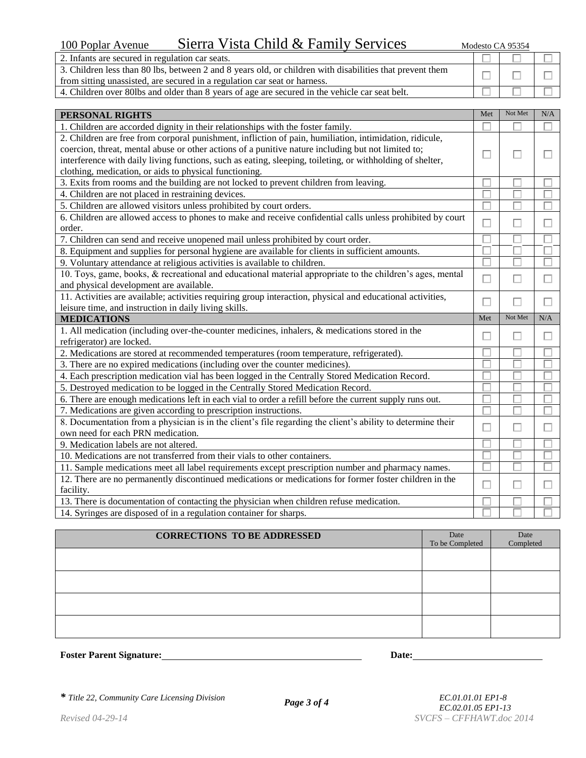| | | | |
|---|---|---|---|
| 2. Infants are secured in regulation car seats. | ☐ | ☐ | ☐ |
| 3. Children less than 80 lbs, between 2 and 8 years old, or children with disabilities that prevent them from sitting unassisted, are secured in a regulation car seat or harness. | ☐ | ☐ | ☐ |
| 4. Children over 80lbs and older than 8 years of age are secured in the vehicle car seat belt. | ☐ | ☐ | ☐ |

| PERSONAL RIGHTS | Met | Not Met | N/A |
|---|---|---|---|
| 1. Children are accorded dignity in their relationships with the foster family. | ☐ | ☐ | ☐ |
| 2. Children are free from corporal punishment, infliction of pain, humiliation, intimidation, ridicule, coercion, threat, mental abuse or other actions of a punitive nature including but not limited to; interference with daily living functions, such as eating, sleeping, toileting, or withholding of shelter, clothing, medication, or aids to physical functioning. | ☐ | ☐ | ☐ |
| 3. Exits from rooms and the building are not locked to prevent children from leaving. | ☐ | ☐ | ☐ |
| 4. Children are not placed in restraining devices. | ☐ | ☐ | ☐ |
| 5. Children are allowed visitors unless prohibited by court orders. | ☐ | ☐ | ☐ |
| 6. Children are allowed access to phones to make and receive confidential calls unless prohibited by court order. | ☐ | ☐ | ☐ |
| 7. Children can send and receive unopened mail unless prohibited by court order. | ☐ | ☐ | ☐ |
| 8. Equipment and supplies for personal hygiene are available for clients in sufficient amounts. | ☐ | ☐ | ☐ |
| 9. Voluntary attendance at religious activities is available to children. | ☐ | ☐ | ☐ |
| 10. Toys, game, books, & recreational and educational material appropriate to the children's ages, mental and physical development are available. | ☐ | ☐ | ☐ |
| 11. Activities are available; activities requiring group interaction, physical and educational activities, leisure time, and instruction in daily living skills. | ☐ | ☐ | ☐ |
| **MEDICATIONS** | Met | Not Met | N/A |
| 1. All medication (including over-the-counter medicines, inhalers, & medications stored in the refrigerator) are locked. | ☐ | ☐ | ☐ |
| 2. Medications are stored at recommended temperatures (room temperature, refrigerated). | ☐ | ☐ | ☐ |
| 3. There are no expired medications (including over the counter medicines). | ☐ | ☐ | ☐ |
| 4. Each prescription medication vial has been logged in the Centrally Stored Medication Record. | ☐ | ☐ | ☐ |
| 5. Destroyed medication to be logged in the Centrally Stored Medication Record. | ☐ | ☐ | ☐ |
| 6. There are enough medications left in each vial to order a refill before the current supply runs out. | ☐ | ☐ | ☐ |
| 7. Medications are given according to prescription instructions. | ☐ | ☐ | ☐ |
| 8. Documentation from a physician is in the client's file regarding the client's ability to determine their own need for each PRN medication. | ☐ | ☐ | ☐ |
| 9. Medication labels are not altered. | ☐ | ☐ | ☐ |
| 10. Medications are not transferred from their vials to other containers. | ☐ | ☐ | ☐ |
| 11. Sample medications meet all label requirements except prescription number and pharmacy names. | ☐ | ☐ | ☐ |
| 12. There are no permanently discontinued medications or medications for former foster children in the facility. | ☐ | ☐ | ☐ |
| 13. There is documentation of contacting the physician when children refuse medication. | ☐ | ☐ | ☐ |
| 14. Syringes are disposed of in a regulation container for sharps. | ☐ | ☐ | ☐ |

| CORRECTIONS TO BE ADDRESSED | Date To be Completed | Date Completed |
|---|---|---|
| | | |
| | | |
| | | |
| | | |

**Foster Parent Signature:** ______________________________ **Date:** ____________________

*\* Title 22, Community Care Licensing Division*

*EC.01.01.01 EP1-8*
*EC.02.01.05 EP1-13*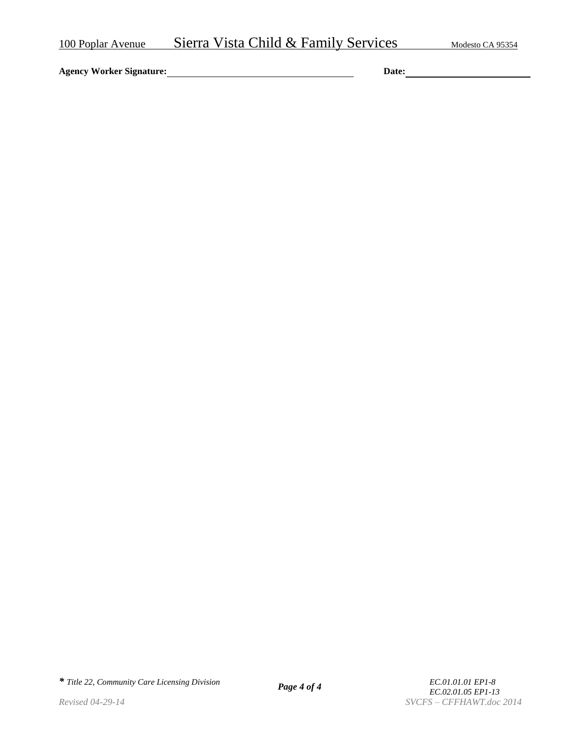**Agency Worker Signature:** \_\_\_\_\_\_\_\_\_\_\_\_\_\_\_\_\_\_\_\_\_\_\_\_\_\_\_\_\_\_\_\_\_\_\_\_\_\_ **Date:** \_\_\_\_\_\_\_\_\_\_\_\_\_\_\_\_\_\_\_\_\_\_\_\_\_\_

***** *Title 22, Community Care Licensing Division*

*EC.01.01.01 EP1-8*
*EC.02.01.05 EP1-13*

*Revised 04-29-14*

*SVCFS – CFFHAWT.doc 2014*